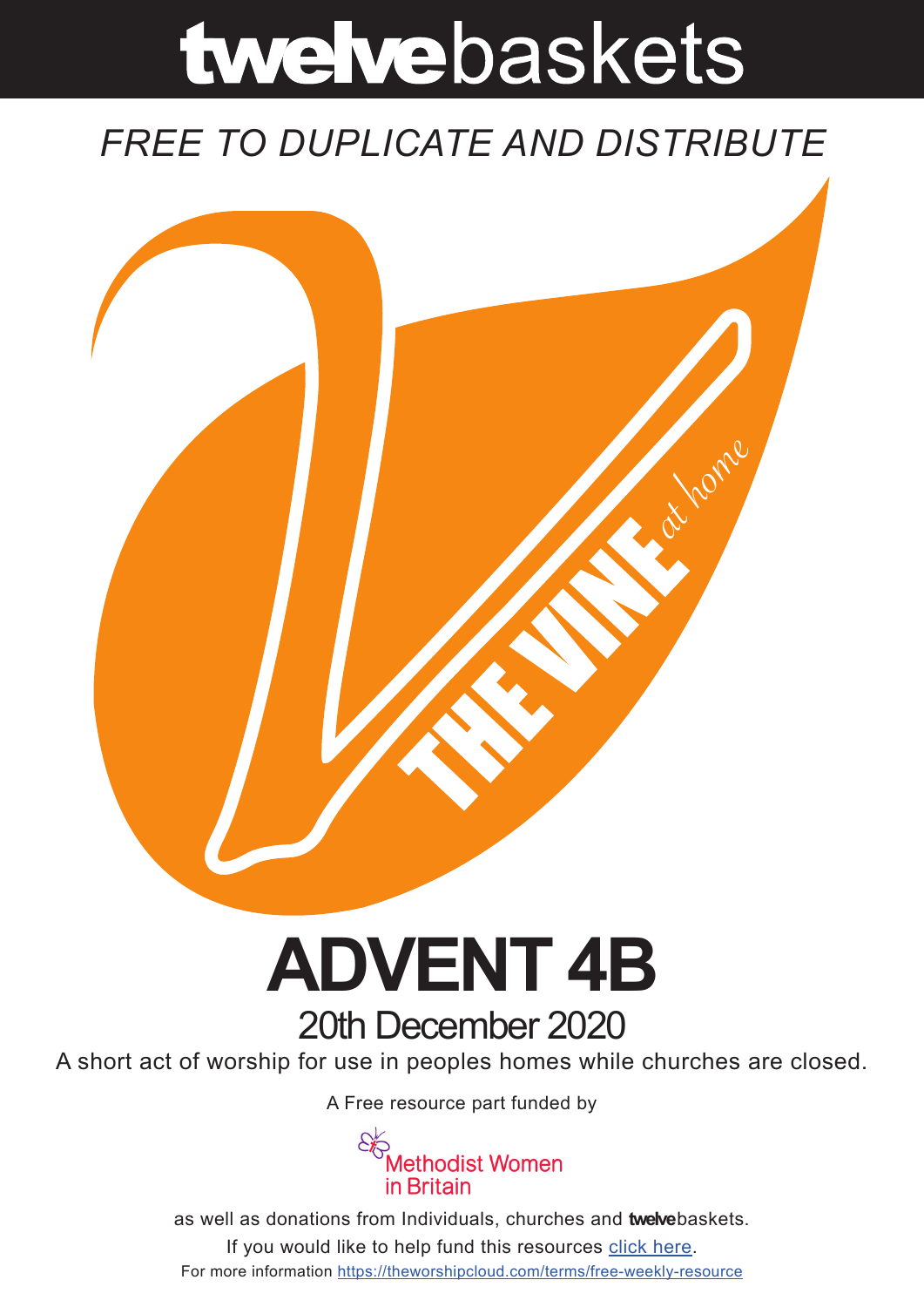# **twelve**baskets

*FREE TO DUPLICATE AND DISTRIBUTE*

THE VINE *at home*

# ADVENT 4B

## 20th December 2020

A short act of worship for use in peoples homes while churches are closed.

A Free resource part funded by

Methodist Women in Britain

as well as donations from Individuals, churches and **twelve**baskets.

If you would like to help fund this resources click here.

For more information https://theworshipcloud.com/terms/free-weekly-resource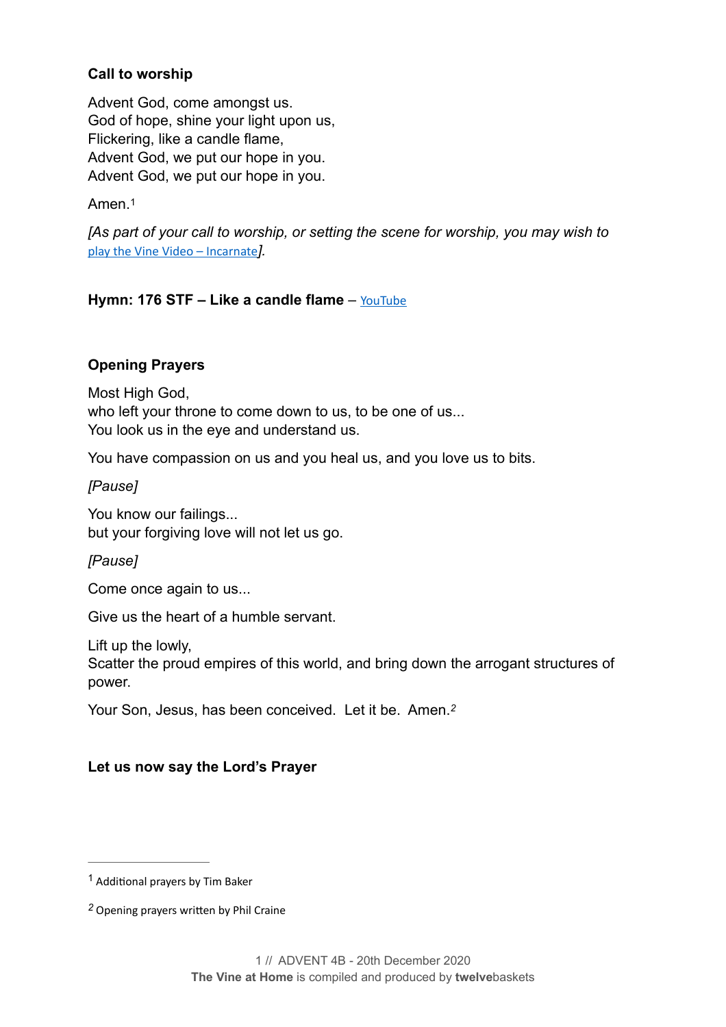**Call to worship**

Advent God, come amongst us.
God of hope, shine your light upon us,
Flickering, like a candle flame,
Advent God, we put our hope in you.
Advent God, we put our hope in you.

Amen.[1]

*[As part of your call to worship, or setting the scene for worship, you may wish to play the Vine Video – Incarnate].*

**Hymn: 176 STF – Like a candle flame** – YouTube

**Opening Prayers**

Most High God,
who left your throne to come down to us, to be one of us...
You look us in the eye and understand us.

You have compassion on us and you heal us, and you love us to bits.

*[Pause]*

You know our failings...
but your forgiving love will not let us go.

*[Pause]*

Come once again to us...

Give us the heart of a humble servant.

Lift up the lowly,
Scatter the proud empires of this world, and bring down the arrogant structures of power.

Your Son, Jesus, has been conceived. Let it be. Amen.[2]

**Let us now say the Lord's Prayer**

---

[1] Additional prayers by Tim Baker

[2] Opening prayers written by Phil Craine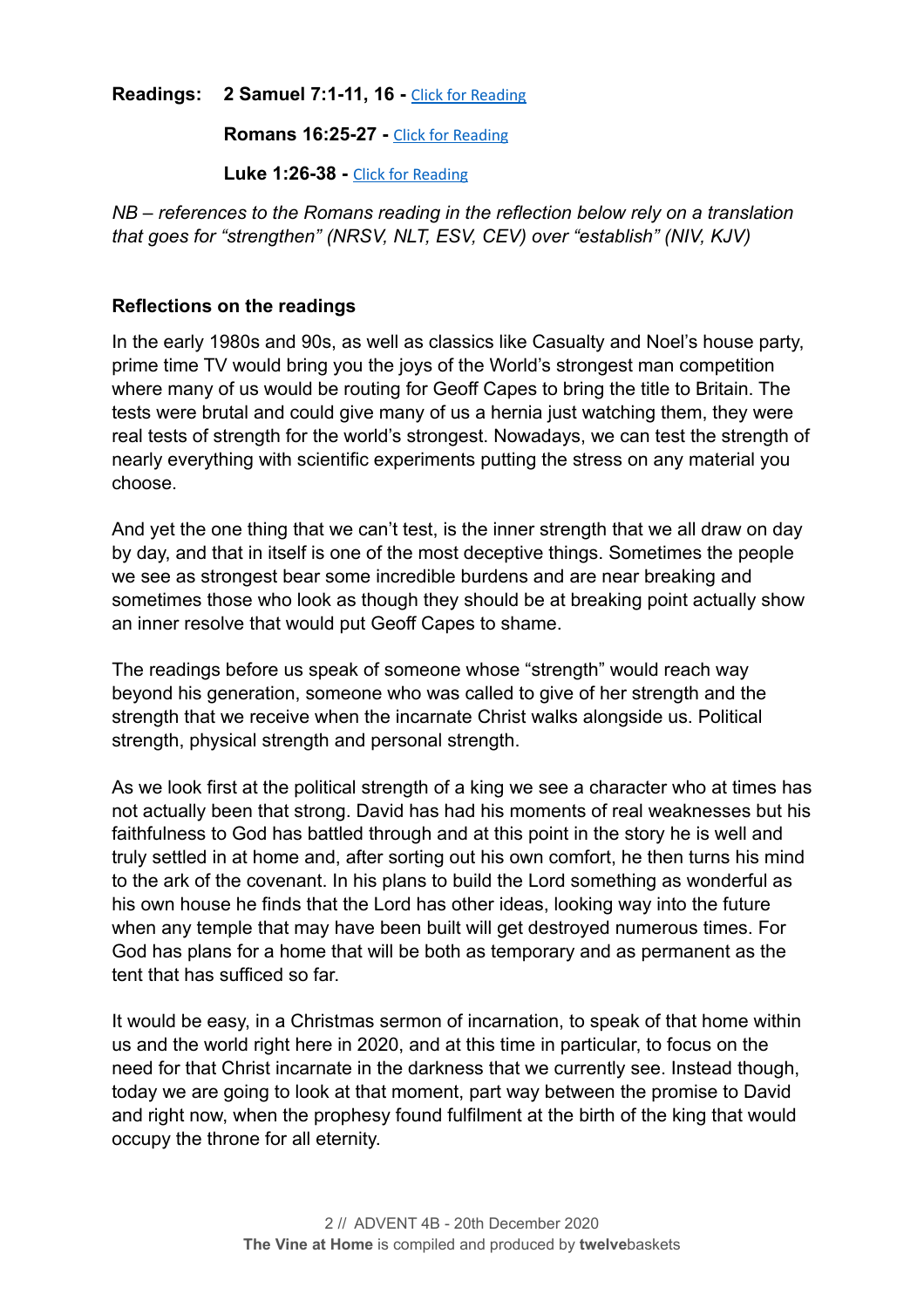**Readings:** **2 Samuel 7:1-11, 16 -** Click for Reading

**Romans 16:25-27 -** Click for Reading

**Luke 1:26-38 -** Click for Reading

*NB – references to the Romans reading in the reflection below rely on a translation that goes for "strengthen" (NRSV, NLT, ESV, CEV) over "establish" (NIV, KJV)*

## Reflections on the readings

In the early 1980s and 90s, as well as classics like Casualty and Noel's house party, prime time TV would bring you the joys of the World's strongest man competition where many of us would be routing for Geoff Capes to bring the title to Britain. The tests were brutal and could give many of us a hernia just watching them, they were real tests of strength for the world's strongest. Nowadays, we can test the strength of nearly everything with scientific experiments putting the stress on any material you choose.

And yet the one thing that we can't test, is the inner strength that we all draw on day by day, and that in itself is one of the most deceptive things. Sometimes the people we see as strongest bear some incredible burdens and are near breaking and sometimes those who look as though they should be at breaking point actually show an inner resolve that would put Geoff Capes to shame.

The readings before us speak of someone whose "strength" would reach way beyond his generation, someone who was called to give of her strength and the strength that we receive when the incarnate Christ walks alongside us. Political strength, physical strength and personal strength.

As we look first at the political strength of a king we see a character who at times has not actually been that strong. David has had his moments of real weaknesses but his faithfulness to God has battled through and at this point in the story he is well and truly settled in at home and, after sorting out his own comfort, he then turns his mind to the ark of the covenant. In his plans to build the Lord something as wonderful as his own house he finds that the Lord has other ideas, looking way into the future when any temple that may have been built will get destroyed numerous times. For God has plans for a home that will be both as temporary and as permanent as the tent that has sufficed so far.

It would be easy, in a Christmas sermon of incarnation, to speak of that home within us and the world right here in 2020, and at this time in particular, to focus on the need for that Christ incarnate in the darkness that we currently see. Instead though, today we are going to look at that moment, part way between the promise to David and right now, when the prophesy found fulfilment at the birth of the king that would occupy the throne for all eternity.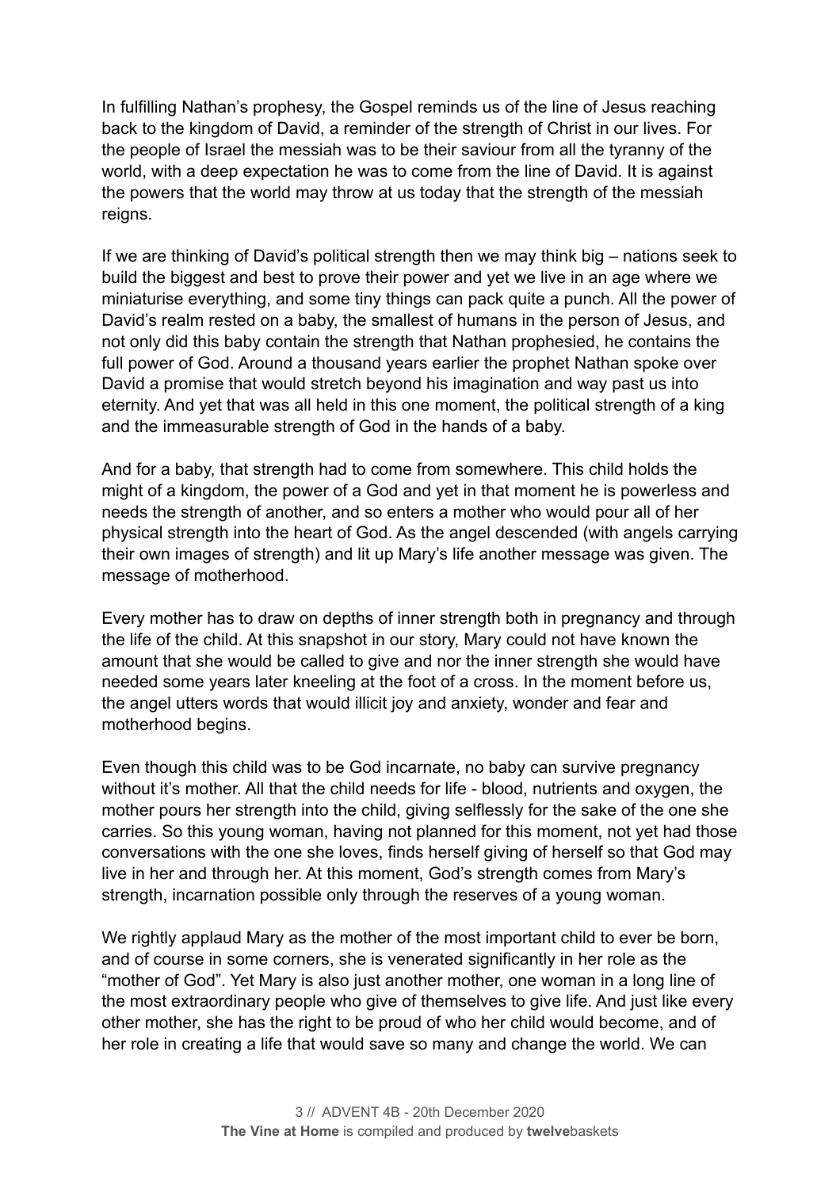In fulfilling Nathan's prophesy, the Gospel reminds us of the line of Jesus reaching back to the kingdom of David, a reminder of the strength of Christ in our lives. For the people of Israel the messiah was to be their saviour from all the tyranny of the world, with a deep expectation he was to come from the line of David. It is against the powers that the world may throw at us today that the strength of the messiah reigns.

If we are thinking of David's political strength then we may think big – nations seek to build the biggest and best to prove their power and yet we live in an age where we miniaturise everything, and some tiny things can pack quite a punch. All the power of David's realm rested on a baby, the smallest of humans in the person of Jesus, and not only did this baby contain the strength that Nathan prophesied, he contains the full power of God. Around a thousand years earlier the prophet Nathan spoke over David a promise that would stretch beyond his imagination and way past us into eternity. And yet that was all held in this one moment, the political strength of a king and the immeasurable strength of God in the hands of a baby.

And for a baby, that strength had to come from somewhere. This child holds the might of a kingdom, the power of a God and yet in that moment he is powerless and needs the strength of another, and so enters a mother who would pour all of her physical strength into the heart of God. As the angel descended (with angels carrying their own images of strength) and lit up Mary's life another message was given. The message of motherhood.

Every mother has to draw on depths of inner strength both in pregnancy and through the life of the child. At this snapshot in our story, Mary could not have known the amount that she would be called to give and nor the inner strength she would have needed some years later kneeling at the foot of a cross. In the moment before us, the angel utters words that would illicit joy and anxiety, wonder and fear and motherhood begins.

Even though this child was to be God incarnate, no baby can survive pregnancy without it's mother. All that the child needs for life - blood, nutrients and oxygen, the mother pours her strength into the child, giving selflessly for the sake of the one she carries. So this young woman, having not planned for this moment, not yet had those conversations with the one she loves, finds herself giving of herself so that God may live in her and through her. At this moment, God's strength comes from Mary's strength, incarnation possible only through the reserves of a young woman.

We rightly applaud Mary as the mother of the most important child to ever be born, and of course in some corners, she is venerated significantly in her role as the "mother of God". Yet Mary is also just another mother, one woman in a long line of the most extraordinary people who give of themselves to give life. And just like every other mother, she has the right to be proud of who her child would become, and of her role in creating a life that would save so many and change the world. We can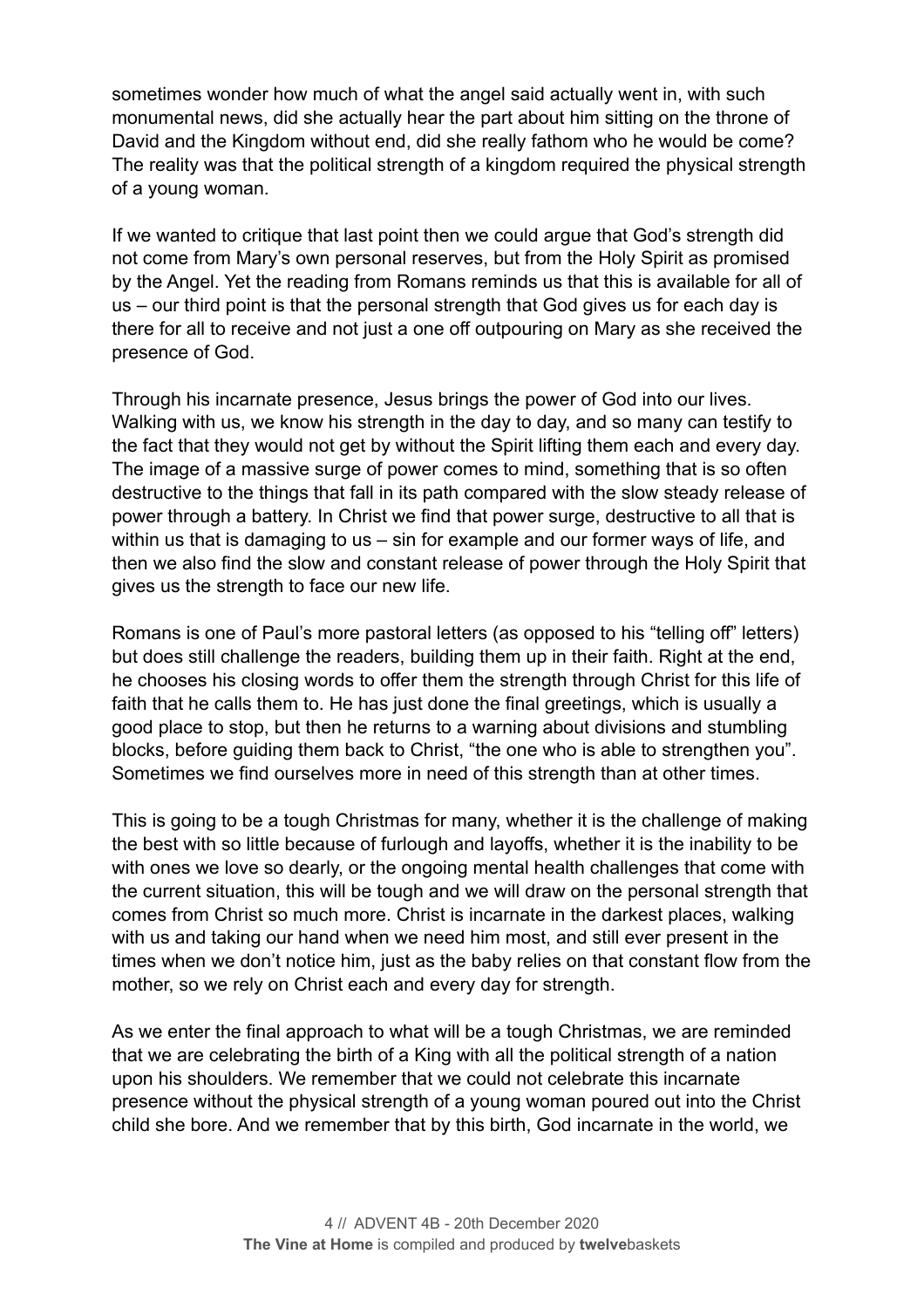sometimes wonder how much of what the angel said actually went in, with such monumental news, did she actually hear the part about him sitting on the throne of David and the Kingdom without end, did she really fathom who he would be come? The reality was that the political strength of a kingdom required the physical strength of a young woman.

If we wanted to critique that last point then we could argue that God's strength did not come from Mary's own personal reserves, but from the Holy Spirit as promised by the Angel. Yet the reading from Romans reminds us that this is available for all of us – our third point is that the personal strength that God gives us for each day is there for all to receive and not just a one off outpouring on Mary as she received the presence of God.

Through his incarnate presence, Jesus brings the power of God into our lives. Walking with us, we know his strength in the day to day, and so many can testify to the fact that they would not get by without the Spirit lifting them each and every day. The image of a massive surge of power comes to mind, something that is so often destructive to the things that fall in its path compared with the slow steady release of power through a battery. In Christ we find that power surge, destructive to all that is within us that is damaging to us – sin for example and our former ways of life, and then we also find the slow and constant release of power through the Holy Spirit that gives us the strength to face our new life.

Romans is one of Paul's more pastoral letters (as opposed to his "telling off" letters) but does still challenge the readers, building them up in their faith. Right at the end, he chooses his closing words to offer them the strength through Christ for this life of faith that he calls them to. He has just done the final greetings, which is usually a good place to stop, but then he returns to a warning about divisions and stumbling blocks, before guiding them back to Christ, "the one who is able to strengthen you". Sometimes we find ourselves more in need of this strength than at other times.

This is going to be a tough Christmas for many, whether it is the challenge of making the best with so little because of furlough and layoffs, whether it is the inability to be with ones we love so dearly, or the ongoing mental health challenges that come with the current situation, this will be tough and we will draw on the personal strength that comes from Christ so much more. Christ is incarnate in the darkest places, walking with us and taking our hand when we need him most, and still ever present in the times when we don't notice him, just as the baby relies on that constant flow from the mother, so we rely on Christ each and every day for strength.

As we enter the final approach to what will be a tough Christmas, we are reminded that we are celebrating the birth of a King with all the political strength of a nation upon his shoulders. We remember that we could not celebrate this incarnate presence without the physical strength of a young woman poured out into the Christ child she bore. And we remember that by this birth, God incarnate in the world, we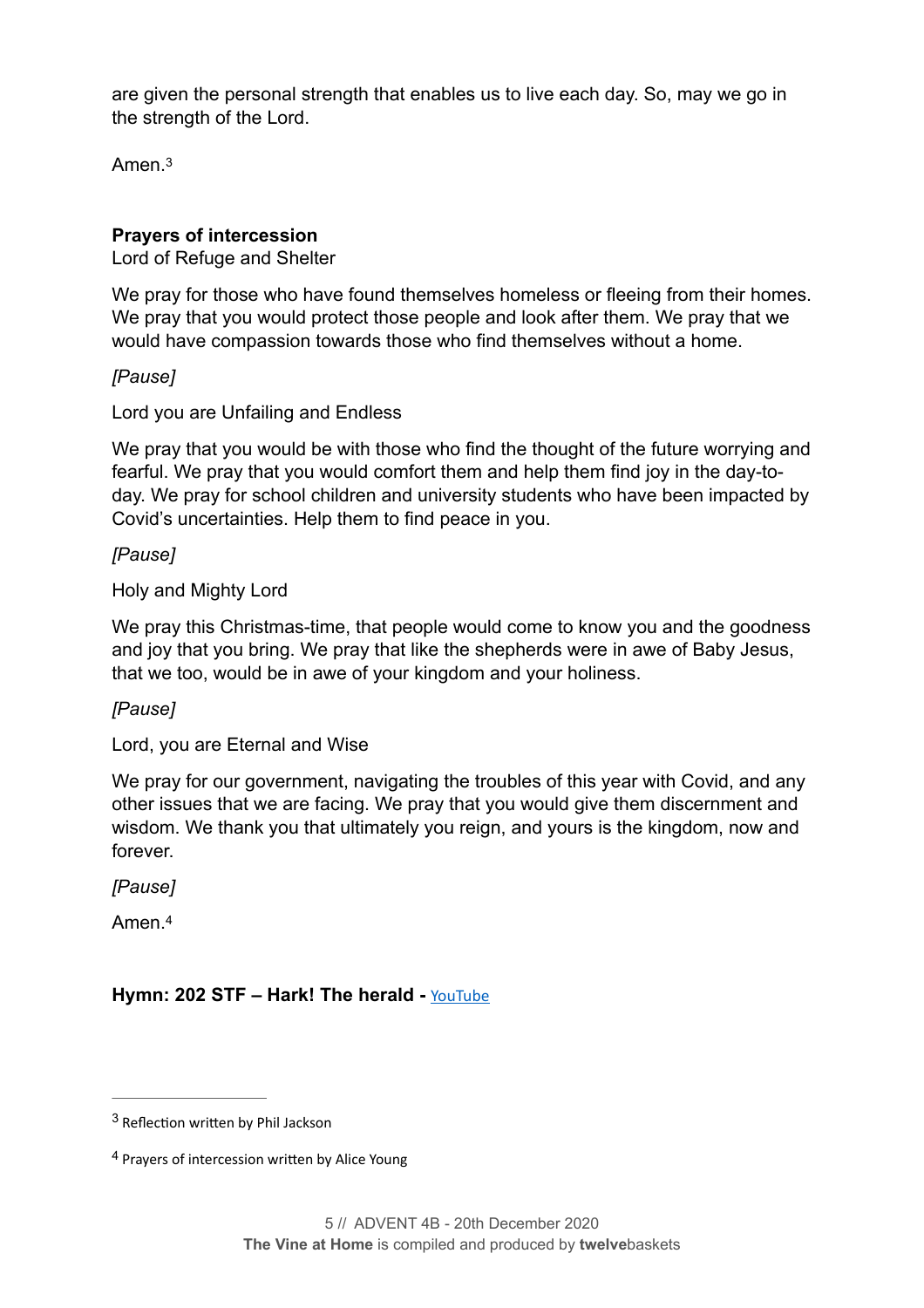are given the personal strength that enables us to live each day. So, may we go in the strength of the Lord.

Amen.[3]

**Prayers of intercession**

Lord of Refuge and Shelter

We pray for those who have found themselves homeless or fleeing from their homes. We pray that you would protect those people and look after them. We pray that we would have compassion towards those who find themselves without a home.

*[Pause]*

Lord you are Unfailing and Endless

We pray that you would be with those who find the thought of the future worrying and fearful. We pray that you would comfort them and help them find joy in the day-to-day. We pray for school children and university students who have been impacted by Covid's uncertainties. Help them to find peace in you.

*[Pause]*

Holy and Mighty Lord

We pray this Christmas-time, that people would come to know you and the goodness and joy that you bring. We pray that like the shepherds were in awe of Baby Jesus, that we too, would be in awe of your kingdom and your holiness.

*[Pause]*

Lord, you are Eternal and Wise

We pray for our government, navigating the troubles of this year with Covid, and any other issues that we are facing. We pray that you would give them discernment and wisdom. We thank you that ultimately you reign, and yours is the kingdom, now and forever.

*[Pause]*

Amen.[4]

**Hymn: 202 STF – Hark! The herald -** YouTube

---

[3] Reflection written by Phil Jackson

[4] Prayers of intercession written by Alice Young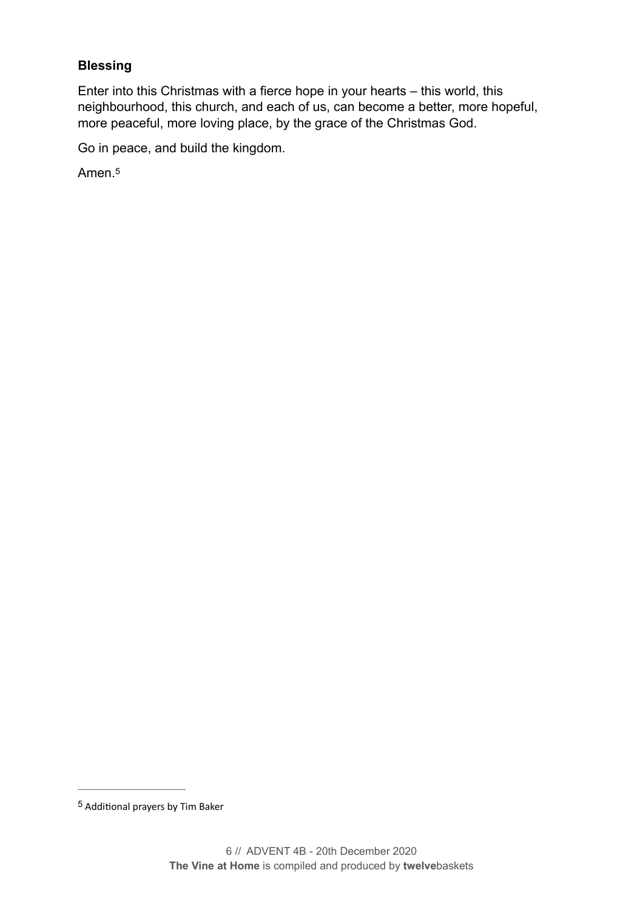**Blessing**

Enter into this Christmas with a fierce hope in your hearts – this world, this neighbourhood, this church, and each of us, can become a better, more hopeful, more peaceful, more loving place, by the grace of the Christmas God.

Go in peace, and build the kingdom.

Amen.[5]

---

[5] Additional prayers by Tim Baker